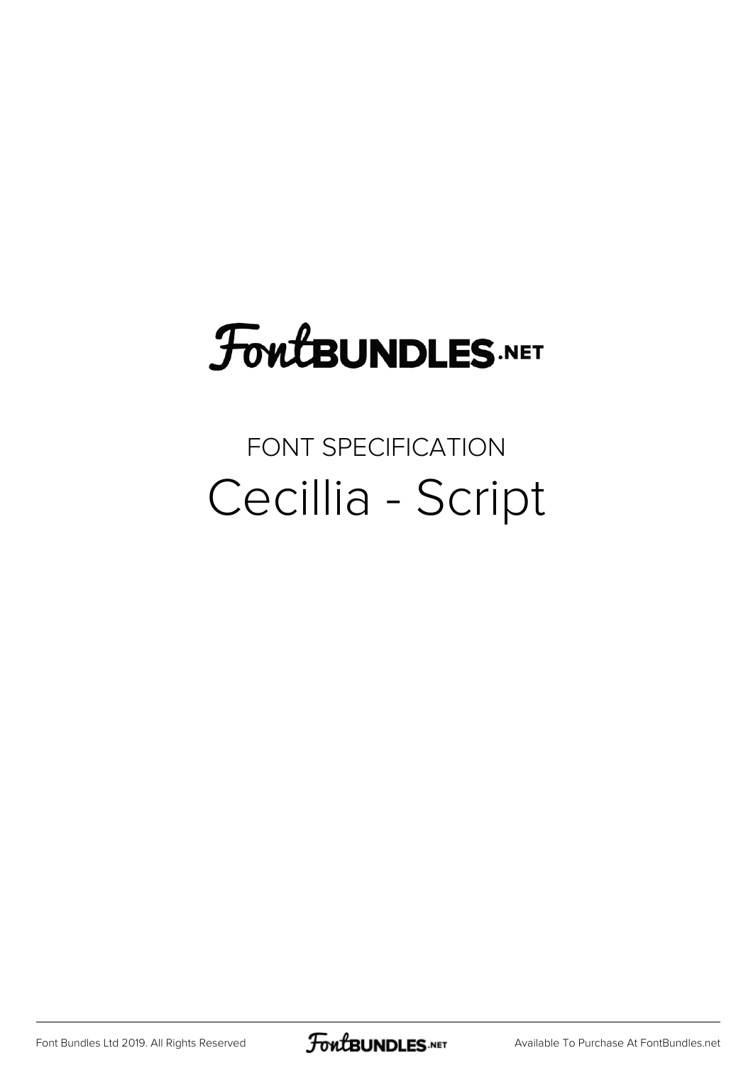# FontBUNDLES.NET

## FONT SPECIFICATION

# Cecillia - Script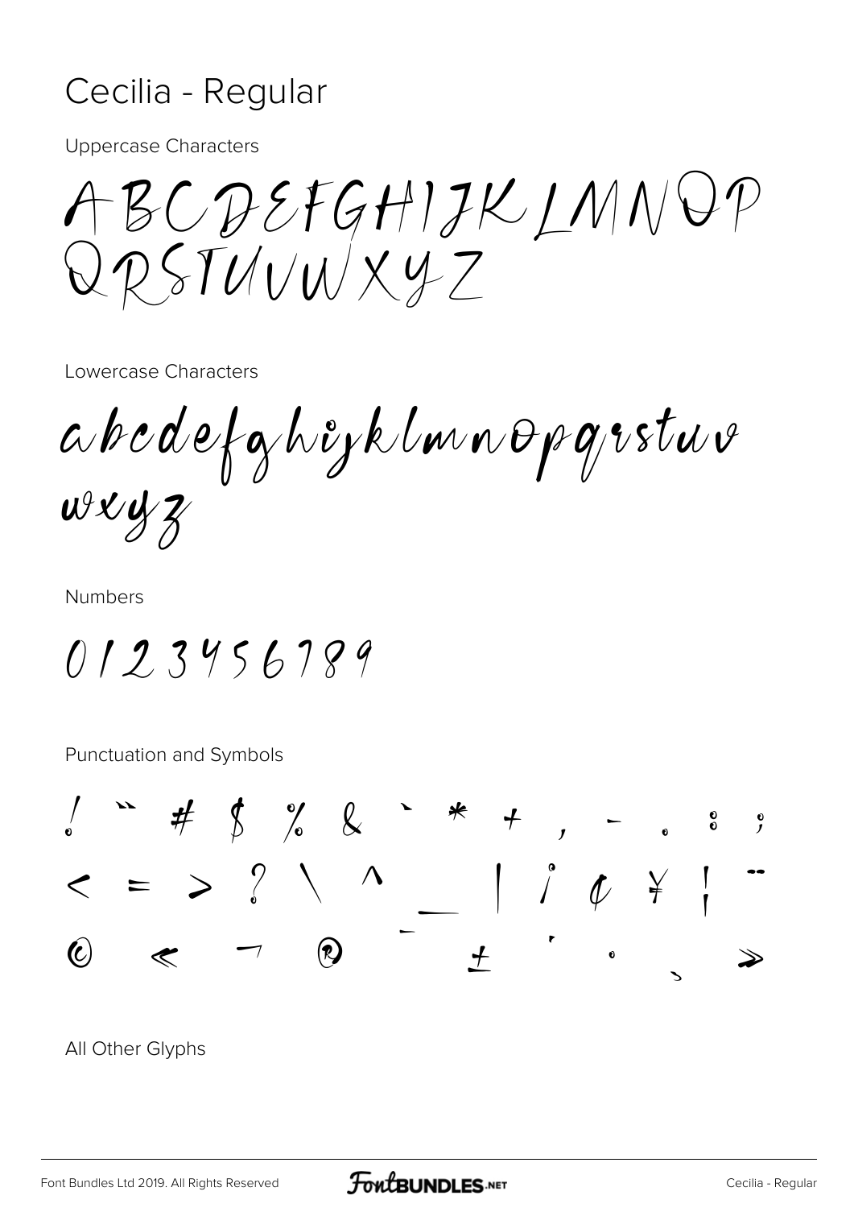# Cecilia - Regular

Uppercase Characters

ABCDEFGHIJKLMNOP
QRSTUVWXYZ

Lowercase Characters

abcdefghijklmnopqrstuv
wxyz

Numbers

0123456789

Punctuation and Symbols

! " # $ % & ' * + , - . : ;
< = > ? \ ^ _ | ¡ ¢ ¥ ¦ ¨
© « ¬ ® ¯ ± ´ · ¸ »

All Other Glyphs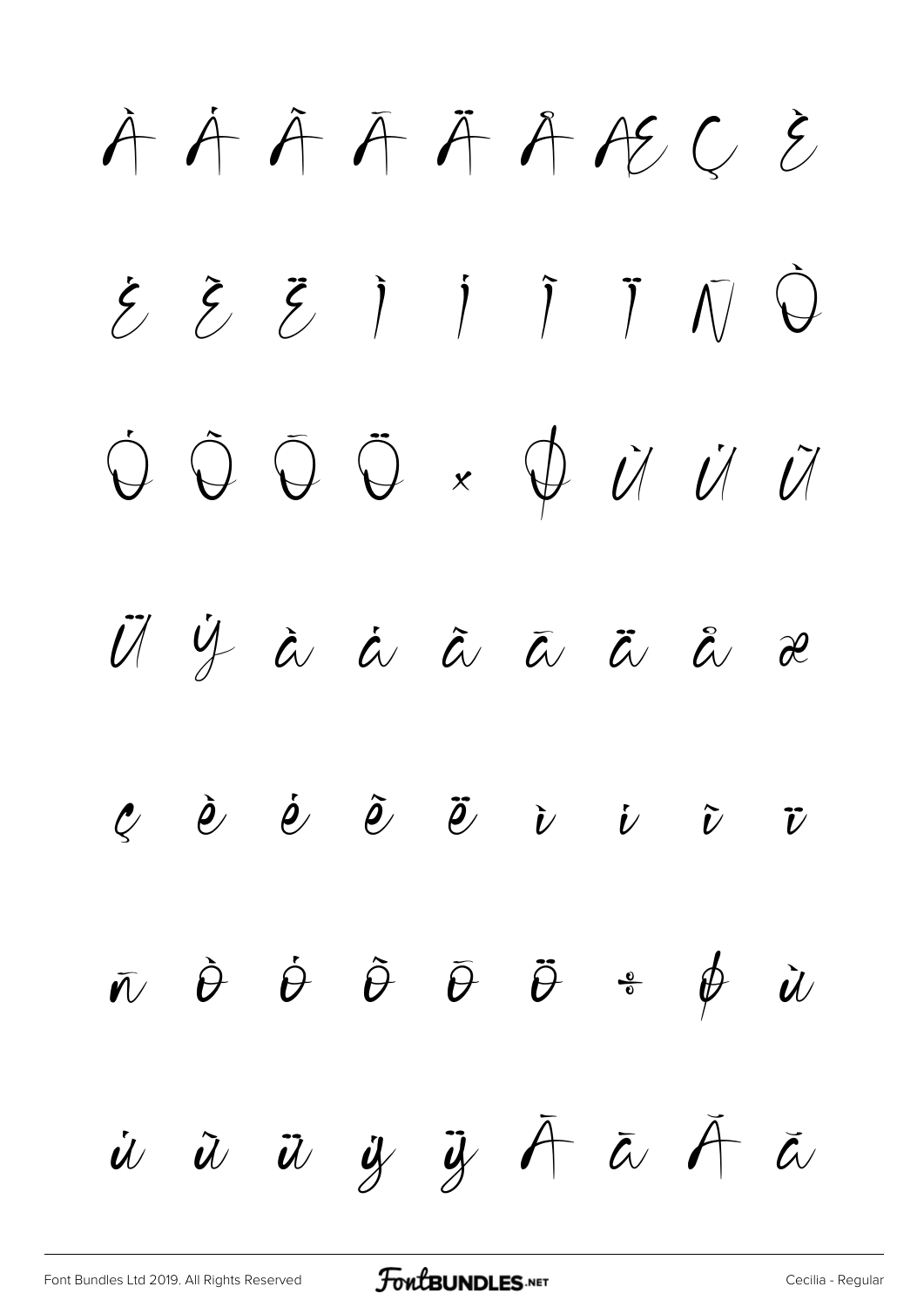À Á Â Ã Ä Å Æ Ç È

É Ê Ë Ì Í Î Ï Ñ Ò

Ó Ô Õ Ö × Ø Ù Ú Û

Ü Ý à á â ã ä å æ

ç è é ê ë ì í î ï

ñ ò ó ô õ ö ÷ ø ù

ú û ü ý ÿ Ā ā Ă ă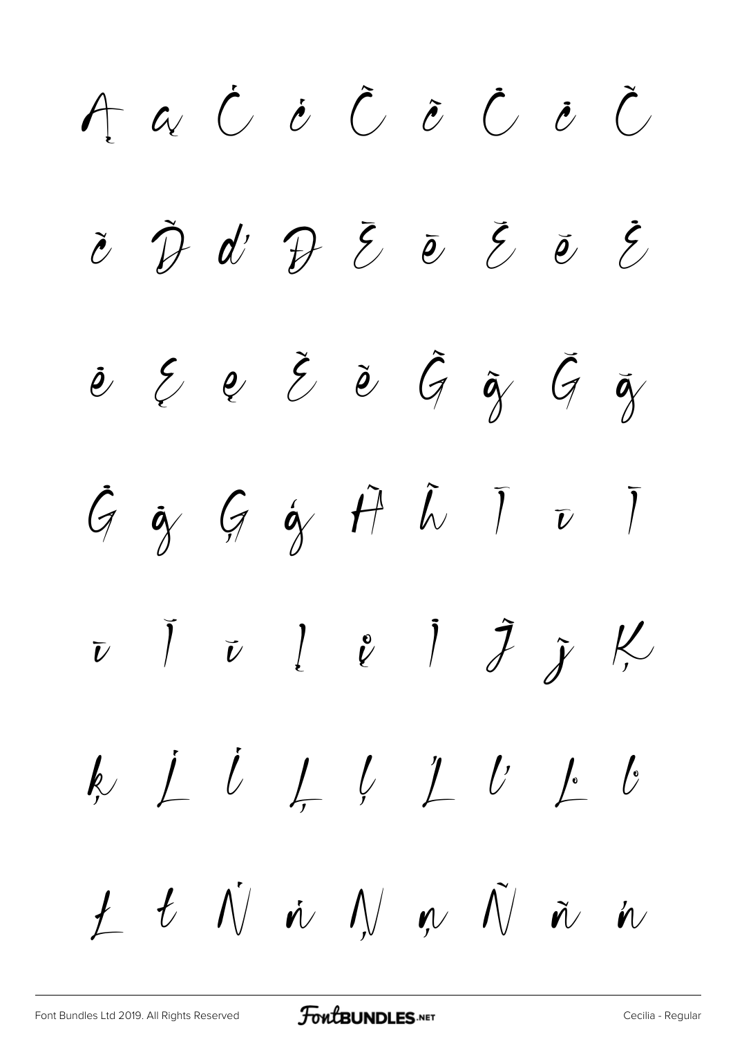Ą ą Ć ć Ĉ ĉ Ċ ċ Č

č Ď ď Đ Ē ē Ĕ ĕ Ė

ė Ę ę Ě ě Ĝ ĝ Ğ ğ

Ġ ġ Ģ ģ Ĥ ĥ Ĩ ĩ Ī

ī Ĭ ĭ Į į İ Ĵ ĵ Ķ

ķ Ĺ ĺ Ļ ļ Ľ ľ Ŀ ŀ

Ł ł Ń ń Ņ ņ Ň ň ŉ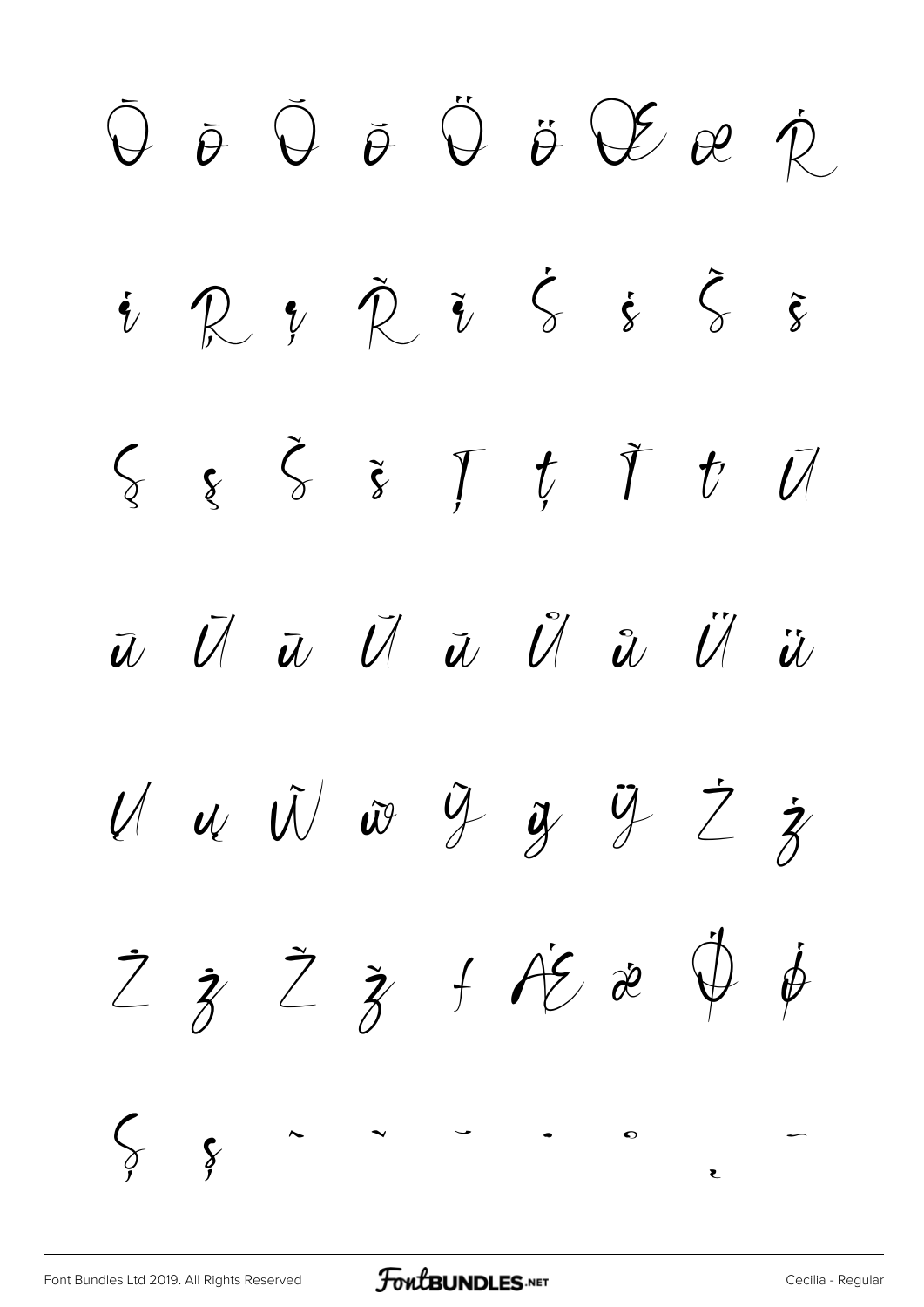Ō ō Ŏ ŏ Ő ő Œ œ Ŕ

ŕ Ŗ ŗ Ř ř Ś ś Ŝ ŝ

Ş ş Š š Ţ ţ Ť ť Ū

ū Ŭ ŭ Ů ů Ű ű Ų ų

Ŭ ŭ Ŵ ŵ Ŷ ŷ Ÿ Ź ź

Ż ż Ž ž ƒ Ǽ ǽ Ǿ ǿ

Ș ș ˆ ˇ ˘ ˙ ˚ ˛ ˜

Font Bundles Ltd 2019. All Rights Reserved | FontBUNDLES.NET | Cecilia - Regular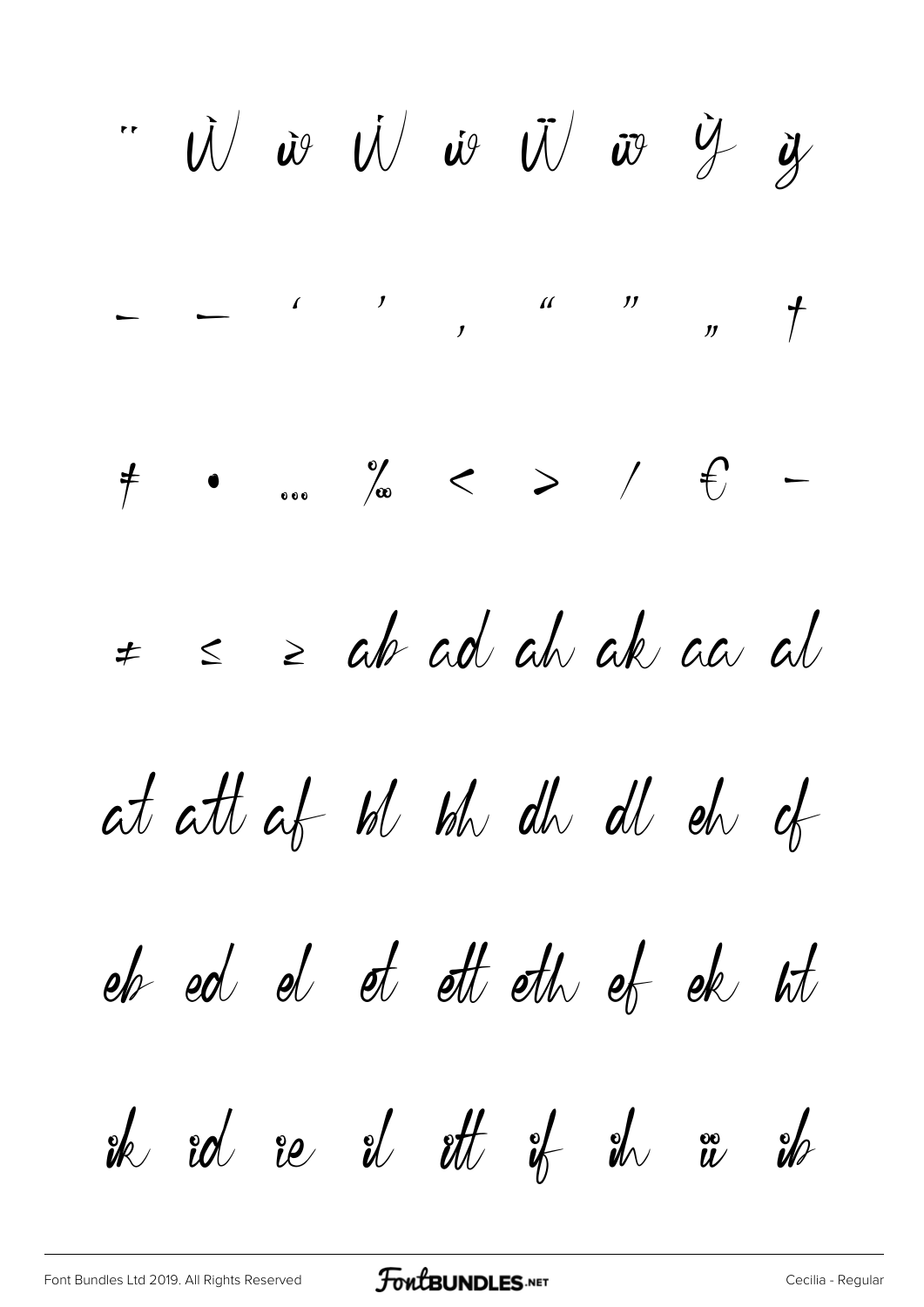¨ Ẁ ẁ Ẃ ẃ Ẅ ẅ Ỳ ỳ

– — ‘ ’ ‚ “ ” „ †

‡ • … ‰ ‹ › ⁄ € −

≠ ≤ ≥ ab ad ah ak aa al

at att af bl bh dh dl eh cf

eb ed el et ett eth ef ek ht

ik id ie il itt if ih ii ib

Font Bundles Ltd 2019. All Rights Reserved

Cecilia - Regular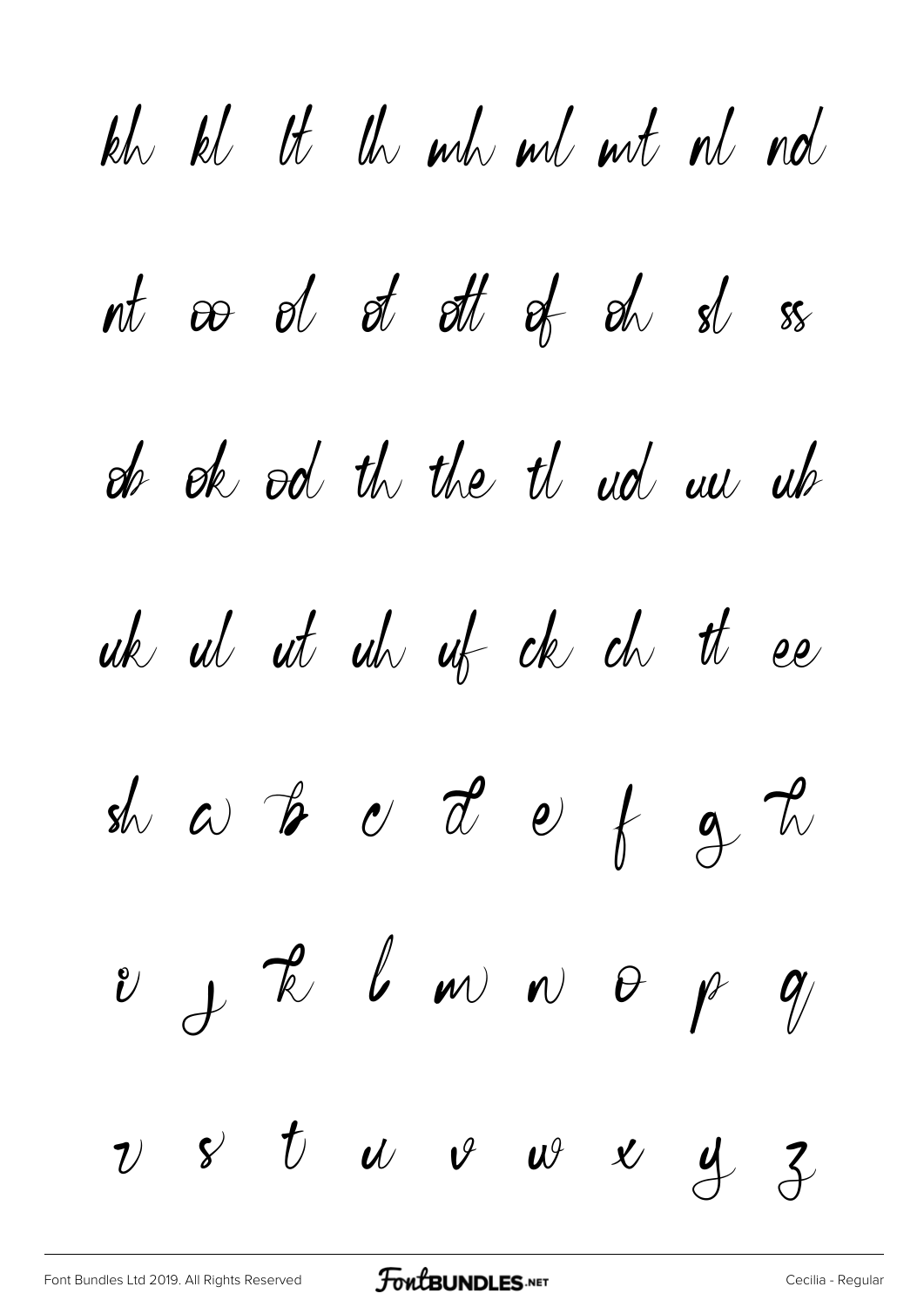kh kl lt lh mh ml mt nl nd

nt oo ol ot ott of oh sl ss

ob ok od th the tl ud uu ub

uk ul ut uh uf ck ch tt ee

sh a b c d e f g h

i j k l m n o p q

r s t u v w x y z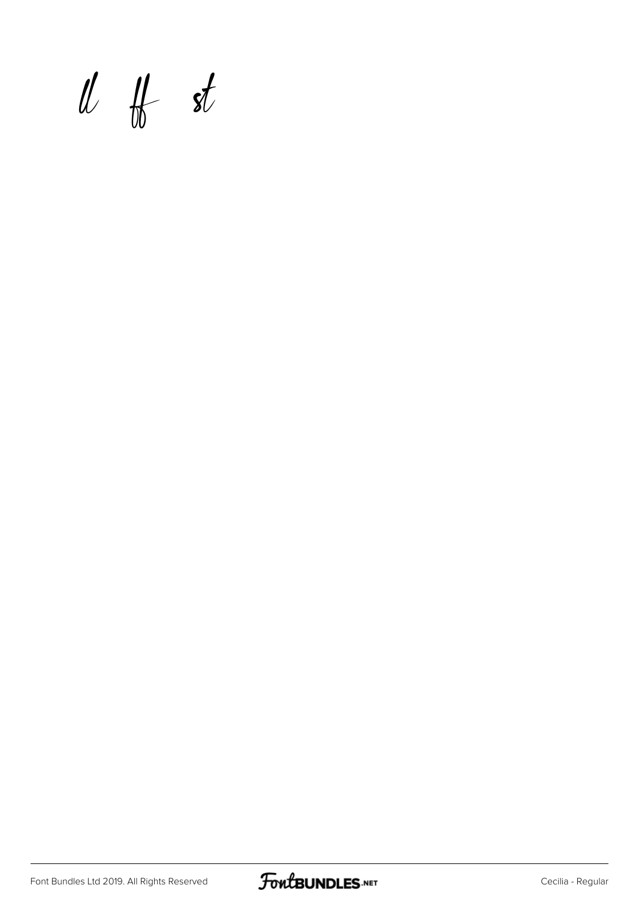ll ff st